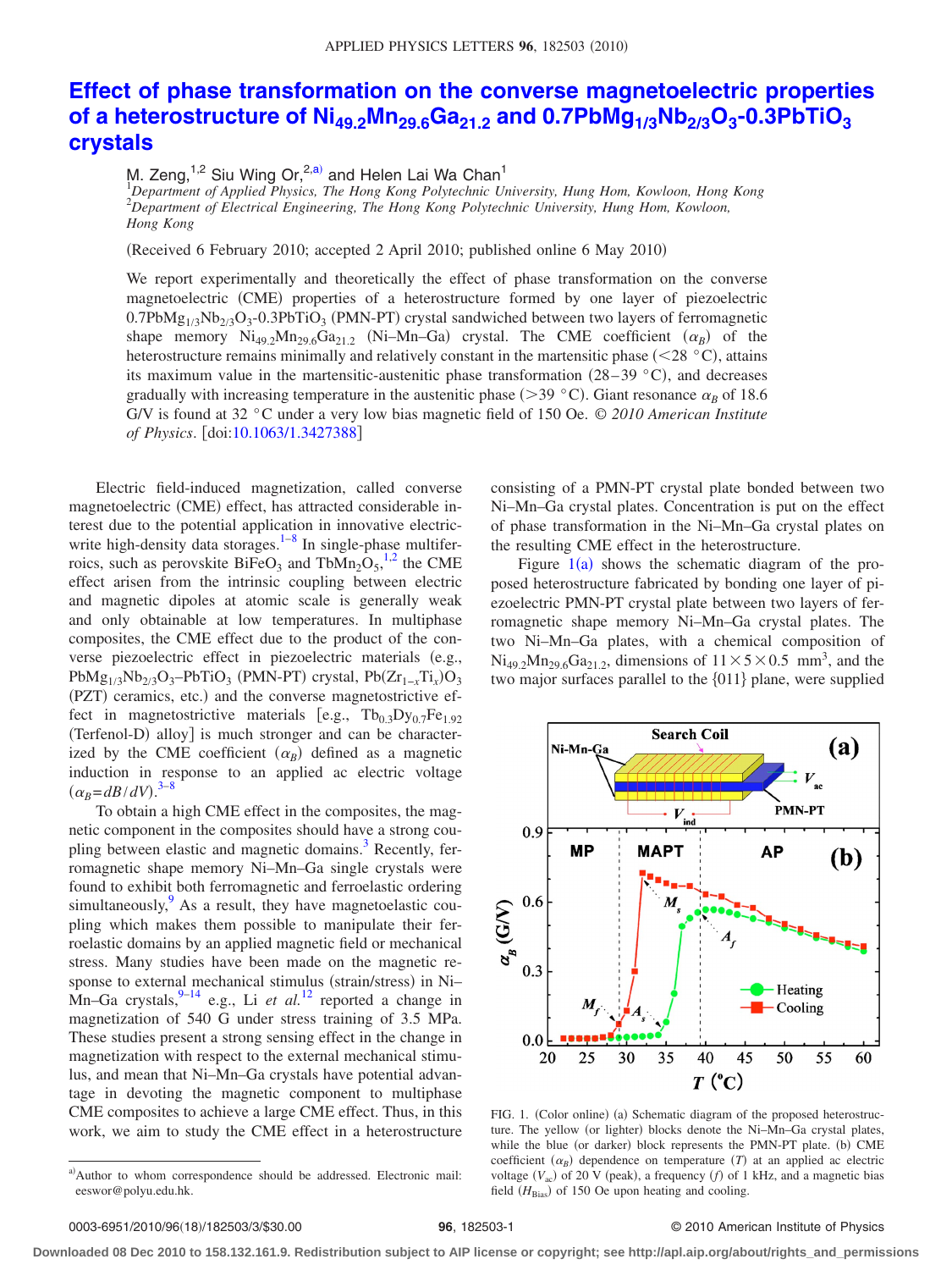# Effect of phase transformation on the converse magnetoelectric properties of a heterostructure of $Ni_{49.2}Mn_{29.6}Ga_{21.2}$ and $0.7PbMg_{1/3}Nb_{2/3}O_3$-$0.3PbTiO_3$ crystals

M. Zeng,[1,2] Siu Wing Or,[2,a)] and Helen Lai Wa Chan[1]

[1]*Department of Applied Physics, The Hong Kong Polytechnic University, Hung Hom, Kowloon, Hong Kong*
[2]*Department of Electrical Engineering, The Hong Kong Polytechnic University, Hung Hom, Kowloon, Hong Kong*

(Received 6 February 2010; accepted 2 April 2010; published online 6 May 2010)

We report experimentally and theoretically the effect of phase transformation on the converse magnetoelectric (CME) properties of a heterostructure formed by one layer of piezoelectric $0.7PbMg_{1/3}Nb_{2/3}O_3$-$0.3PbTiO_3$ (PMN-PT) crystal sandwiched between two layers of ferromagnetic shape memory $Ni_{49.2}Mn_{29.6}Ga_{21.2}$ (Ni–Mn–Ga) crystal. The CME coefficient ($\alpha_B$) of the heterostructure remains minimally and relatively constant in the martensitic phase (<28 °C), attains its maximum value in the martensitic-austenitic phase transformation (28–39 °C), and decreases gradually with increasing temperature in the austenitic phase (>39 °C). Giant resonance $\alpha_B$ of 18.6 G/V is found at 32 °C under a very low bias magnetic field of 150 Oe. *© 2010 American Institute of Physics*. [doi:10.1063/1.3427388]

Electric field-induced magnetization, called converse magnetoelectric (CME) effect, has attracted considerable interest due to the potential application in innovative electric-write high-density data storages.[1–8] In single-phase multiferroics, such as perovskite $BiFeO_3$ and $TbMn_2O_5$,[1,2] the CME effect arisen from the intrinsic coupling between electric and magnetic dipoles at atomic scale is generally weak and only obtainable at low temperatures. In multiphase composites, the CME effect due to the product of the converse piezoelectric effect in piezoelectric materials (e.g., $PbMg_{1/3}Nb_{2/3}O_3$–$PbTiO_3$ (PMN-PT) crystal, $Pb(Zr_{1-x}Ti_x)O_3$ (PZT) ceramics, etc.) and the converse magnetostrictive effect in magnetostrictive materials [e.g., $Tb_{0.3}Dy_{0.7}Fe_{1.92}$ (Terfenol-D) alloy] is much stronger and can be characterized by the CME coefficient ($\alpha_B$) defined as a magnetic induction in response to an applied ac electric voltage ($\alpha_B = dB/dV$).[3–8]

To obtain a high CME effect in the composites, the magnetic component in the composites should have a strong coupling between elastic and magnetic domains.[3] Recently, ferromagnetic shape memory Ni–Mn–Ga single crystals were found to exhibit both ferromagnetic and ferroelastic ordering simultaneously,[9] As a result, they have magnetoelastic coupling which makes them possible to manipulate their ferroelastic domains by an applied magnetic field or mechanical stress. Many studies have been made on the magnetic response to external mechanical stimulus (strain/stress) in Ni–Mn–Ga crystals,[9–14] e.g., Li *et al.*[12] reported a change in magnetization of 540 G under stress training of 3.5 MPa. These studies present a strong sensing effect in the change in magnetization with respect to the external mechanical stimulus, and mean that Ni–Mn–Ga crystals have potential advantage in devoting the magnetic component to multiphase CME composites to achieve a large CME effect. Thus, in this work, we aim to study the CME effect in a heterostructure consisting of a PMN-PT crystal plate bonded between two Ni–Mn–Ga crystal plates. Concentration is put on the effect of phase transformation in the Ni–Mn–Ga crystal plates on the resulting CME effect in the heterostructure.

Figure 1(a) shows the schematic diagram of the proposed heterostructure fabricated by bonding one layer of piezoelectric PMN-PT crystal plate between two layers of ferromagnetic shape memory Ni–Mn–Ga crystal plates. The two Ni–Mn–Ga plates, with a chemical composition of $Ni_{49.2}Mn_{29.6}Ga_{21.2}$, dimensions of $11 \times 5 \times 0.5$ mm$^3$, and the two major surfaces parallel to the {011} plane, were supplied

Search Coil
Ni-Mn-Ga
(a)
$V_{ac}$
$V_{ind}$
PMN-PT
0.9
MP
MAPT
AP
(b)
$M_s$
$A_f$
0.6
0.3
$M_f$
$A_s$
Heating
Cooling
0.0
$\alpha_B$ (G/V)
20 25 30 35 40 45 50 55 60
$T$ (°C)

FIG. 1. (Color online) (a) Schematic diagram of the proposed heterostructure. The yellow (or lighter) blocks denote the Ni–Mn–Ga crystal plates, while the blue (or darker) block represents the PMN-PT plate. (b) CME coefficient ($\alpha_B$) dependence on temperature ($T$) at an applied ac electric voltage ($V_{ac}$) of 20 V (peak), a frequency ($f$) of 1 kHz, and a magnetic bias field ($H_{Bias}$) of 150 Oe upon heating and cooling.

[a]Author to whom correspondence should be addressed. Electronic mail: eeswor@polyu.edu.hk.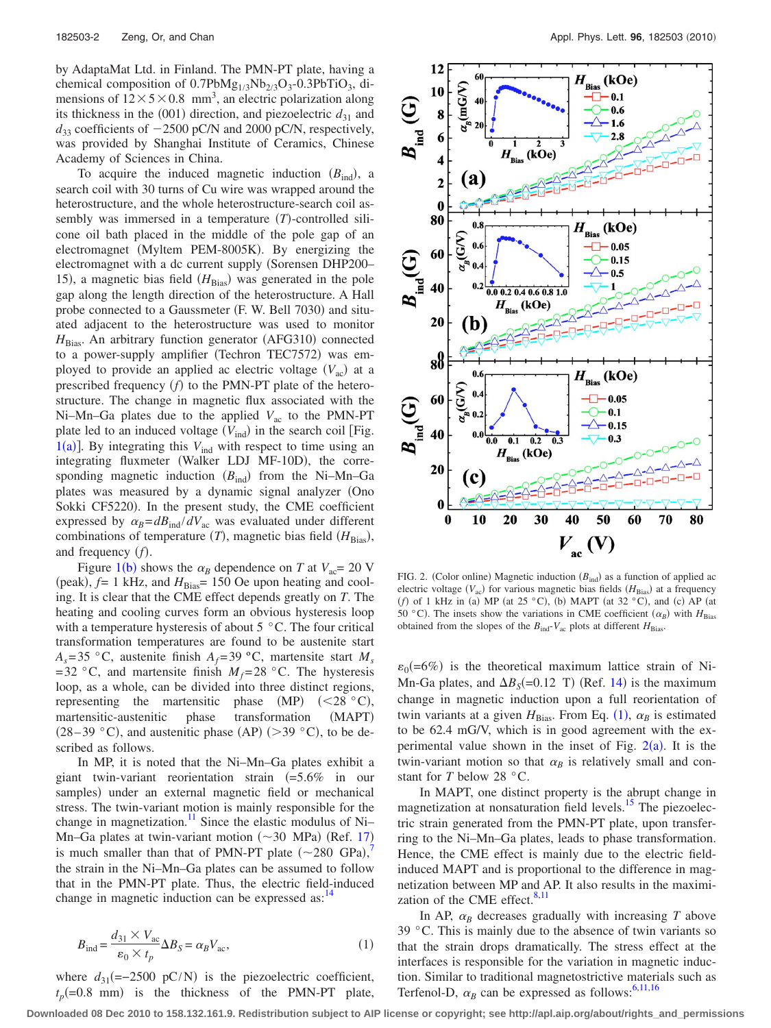by AdaptaMat Ltd. in Finland. The PMN-PT plate, having a chemical composition of $0.7PbMg_{1/3}Nb_{2/3}O_3$-$0.3PbTiO_3$, dimensions of $12\times5\times0.8$ mm$^3$, an electric polarization along its thickness in the (001) direction, and piezoelectric $d_{31}$ and $d_{33}$ coefficients of $-2500$ pC/N and 2000 pC/N, respectively, was provided by Shanghai Institute of Ceramics, Chinese Academy of Sciences in China.

To acquire the induced magnetic induction ($B_{ind}$), a search coil with 30 turns of Cu wire was wrapped around the heterostructure, and the whole heterostructure-search coil assembly was immersed in a temperature ($T$)-controlled silicone oil bath placed in the middle of the pole gap of an electromagnet (Myltem PEM-8005K). By energizing the electromagnet with a dc current supply (Sorensen DHP200–15), a magnetic bias field ($H_{Bias}$) was generated in the pole gap along the length direction of the heterostructure. A Hall probe connected to a Gaussmeter (F. W. Bell 7030) and situated adjacent to the heterostructure was used to monitor $H_{Bias}$. An arbitrary function generator (AFG310) connected to a power-supply amplifier (Techron TEC7572) was employed to provide an applied ac electric voltage ($V_{ac}$) at a prescribed frequency ($f$) to the PMN-PT plate of the heterostructure. The change in magnetic flux associated with the Ni–Mn–Ga plates due to the applied $V_{ac}$ to the PMN-PT plate led to an induced voltage ($V_{ind}$) in the search coil [Fig. 1(a)]. By integrating this $V_{ind}$ with respect to time using an integrating fluxmeter (Walker LDJ MF-10D), the corresponding magnetic induction ($B_{ind}$) from the Ni–Mn–Ga plates was measured by a dynamic signal analyzer (Ono Sokki CF5220). In the present study, the CME coefficient expressed by $\alpha_B = dB_{ind}/dV_{ac}$ was evaluated under different combinations of temperature ($T$), magnetic bias field ($H_{Bias}$), and frequency ($f$).

Figure 1(b) shows the $\alpha_B$ dependence on $T$ at $V_{ac}$= 20 V (peak), $f$= 1 kHz, and $H_{Bias}$= 150 Oe upon heating and cooling. It is clear that the CME effect depends greatly on $T$. The heating and cooling curves form an obvious hysteresis loop with a temperature hysteresis of about 5 °C. The four critical transformation temperatures are found to be austenite start $A_s$=35 °C, austenite finish $A_f$=39 °C, martensite start $M_s$=32 °C, and martensite finish $M_f$=28 °C. The hysteresis loop, as a whole, can be divided into three distinct regions, representing the martensitic phase (MP) (<28 °C), martensitic-austenitic phase transformation (MAPT) (28–39 °C), and austenitic phase (AP) (>39 °C), to be described as follows.

In MP, it is noted that the Ni–Mn–Ga plates exhibit a giant twin-variant reorientation strain (=5.6% in our samples) under an external magnetic field or mechanical stress. The twin-variant motion is mainly responsible for the change in magnetization.[11] Since the elastic modulus of Ni–Mn–Ga plates at twin-variant motion (~30 MPa) (Ref. 17) is much smaller than that of PMN-PT plate (~280 GPa),[7] the strain in the Ni–Mn–Ga plates can be assumed to follow that in the PMN-PT plate. Thus, the electric field-induced change in magnetic induction can be expressed as:[14]

$$B_{ind} = \frac{d_{31}\times V_{ac}}{\varepsilon_0 \times t_p}\Delta B_S = \alpha_B V_{ac}, \qquad (1)$$

where $d_{31}$(=−2500 pC/N) is the piezoelectric coefficient, $t_p$(=0.8 mm) is the thickness of the PMN-PT plate, $\varepsilon_0$(=6%) is the theoretical maximum lattice strain of Ni-Mn-Ga plates, and $\Delta B_S$(=0.12 T) (Ref. 14) is the maximum change in magnetic induction upon a full reorientation of twin variants at a given $H_{Bias}$. From Eq. (1), $\alpha_B$ is estimated to be 62.4 mG/V, which is in good agreement with the experimental value shown in the inset of Fig. 2(a). It is the twin-variant motion so that $\alpha_B$ is relatively small and constant for $T$ below 28 °C.

(a)
$B_{ind}$ (G)
$H_{Bias}$ (kOe): 0.1, 0.6, 1.6, 2.8
Inset: $\alpha_B$ (mG/V) vs $H_{Bias}$ (kOe)

(b)
$B_{ind}$ (G)
$H_{Bias}$ (kOe): 0.05, 0.15, 0.5, 1
Inset: $\alpha_B$ (G/V) vs $H_{Bias}$ (kOe)

(c)
$B_{ind}$ (G)
$H_{Bias}$ (kOe): 0.05, 0.1, 0.15, 0.3
Inset: $\alpha_B$ (G/V) vs $H_{Bias}$ (kOe)

$V_{ac}$ (V)

FIG. 2. (Color online) Magnetic induction ($B_{ind}$) as a function of applied ac electric voltage ($V_{ac}$) for various magnetic bias fields ($H_{Bias}$) at a frequency ($f$) of 1 kHz in (a) MP (at 25 °C), (b) MAPT (at 32 °C), and (c) AP (at 50 °C). The insets show the variations in CME coefficient ($\alpha_B$) with $H_{Bias}$ obtained from the slopes of the $B_{ind}$-$V_{ac}$ plots at different $H_{Bias}$.

In MAPT, one distinct property is the abrupt change in magnetization at nonsaturation field levels.[15] The piezoelectric strain generated from the PMN-PT plate, upon transferring to the Ni–Mn–Ga plates, leads to phase transformation. Hence, the CME effect is mainly due to the electric field-induced MAPT and is proportional to the difference in magnetization between MP and AP. It also results in the maximization of the CME effect.[8,11]

In AP, $\alpha_B$ decreases gradually with increasing $T$ above 39 °C. This is mainly due to the absence of twin variants so that the strain drops dramatically. The stress effect at the interfaces is responsible for the variation in magnetic induction. Similar to traditional magnetostrictive materials such as Terfenol-D, $\alpha_B$ can be expressed as follows:[6,11,16]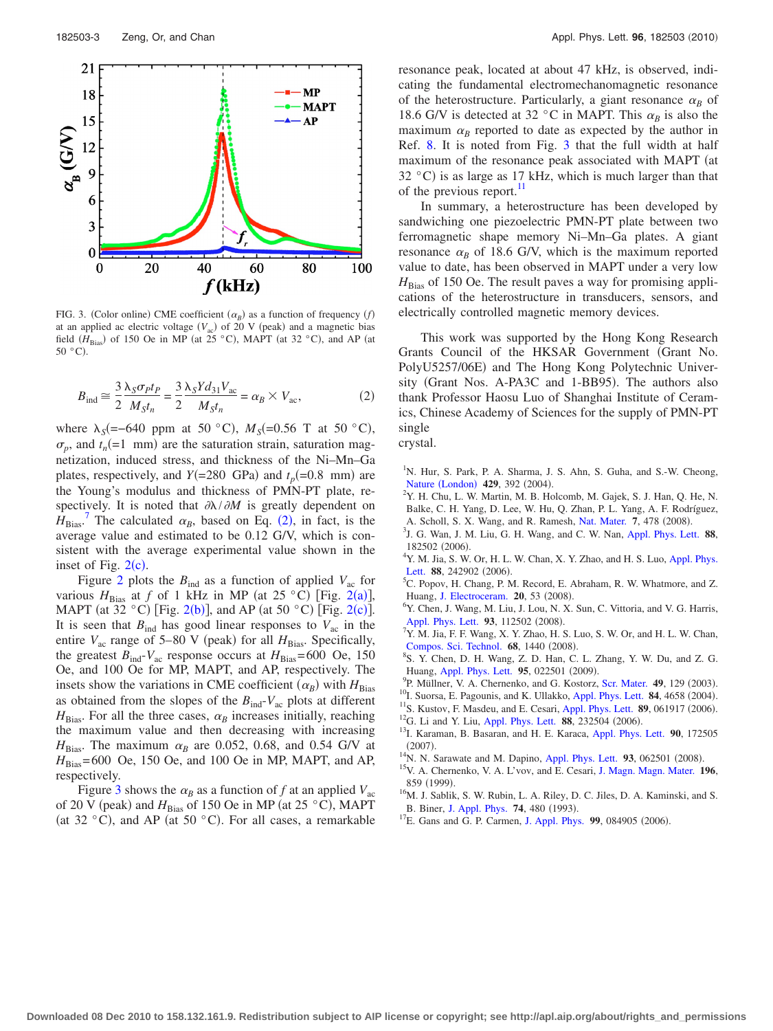21
18
15
12
9
6
3
0

$\alpha_B$ (G/V)

0 20 40 60 80 100

$f$ (kHz)

MP
MAPT
AP

$f_r$

FIG. 3. (Color online) CME coefficient ($\alpha_B$) as a function of frequency ($f$) at an applied ac electric voltage ($V_{ac}$) of 20 V (peak) and a magnetic bias field ($H_{Bias}$) of 150 Oe in MP (at 25 °C), MAPT (at 32 °C), and AP (at 50 °C).

$$B_{ind} \cong \frac{3}{2}\frac{\lambda_S \sigma_P t_P}{M_S t_n} = \frac{3}{2}\frac{\lambda_S Y d_{31} V_{ac}}{M_S t_n} = \alpha_B \times V_{ac}, \quad (2)$$

where $\lambda_S$(=−640 ppm at 50 °C), $M_S$(=0.56 T at 50 °C), $\sigma_p$, and $t_n$(=1 mm) are the saturation strain, saturation magnetization, induced stress, and thickness of the Ni–Mn–Ga plates, respectively, and $Y$(=280 GPa) and $t_p$(=0.8 mm) are the Young's modulus and thickness of PMN-PT plate, respectively. It is noted that $\partial\lambda/\partial M$ is greatly dependent on $H_{Bias}$.[7] The calculated $\alpha_B$, based on Eq. (2), in fact, is the average value and estimated to be 0.12 G/V, which is consistent with the average experimental value shown in the inset of Fig. 2(c).

Figure 2 plots the $B_{ind}$ as a function of applied $V_{ac}$ for various $H_{Bias}$ at $f$ of 1 kHz in MP (at 25 °C) [Fig. 2(a)], MAPT (at 32 °C) [Fig. 2(b)], and AP (at 50 °C) [Fig. 2(c)]. It is seen that $B_{ind}$ has good linear responses to $V_{ac}$ in the entire $V_{ac}$ range of 5–80 V (peak) for all $H_{Bias}$. Specifically, the greatest $B_{ind}$-$V_{ac}$ response occurs at $H_{Bias}$=600 Oe, 150 Oe, and 100 Oe for MP, MAPT, and AP, respectively. The insets show the variations in CME coefficient ($\alpha_B$) with $H_{Bias}$ as obtained from the slopes of the $B_{ind}$-$V_{ac}$ plots at different $H_{Bias}$. For all the three cases, $\alpha_B$ increases initially, reaching the maximum value and then decreasing with increasing $H_{Bias}$. The maximum $\alpha_B$ are 0.052, 0.68, and 0.54 G/V at $H_{Bias}$=600 Oe, 150 Oe, and 100 Oe in MP, MAPT, and AP, respectively.

Figure 3 shows the $\alpha_B$ as a function of $f$ at an applied $V_{ac}$ of 20 V (peak) and $H_{Bias}$ of 150 Oe in MP (at 25 °C), MAPT (at 32 °C), and AP (at 50 °C). For all cases, a remarkable resonance peak, located at about 47 kHz, is observed, indicating the fundamental electromechanomagnetic resonance of the heterostructure. Particularly, a giant resonance $\alpha_B$ of 18.6 G/V is detected at 32 °C in MAPT. This $\alpha_B$ is also the maximum $\alpha_B$ reported to date as expected by the author in Ref. 8. It is noted from Fig. 3 that the full width at half maximum of the resonance peak associated with MAPT (at 32 °C) is as large as 17 kHz, which is much larger than that of the previous report.[11]

In summary, a heterostructure has been developed by sandwiching one piezoelectric PMN-PT plate between two ferromagnetic shape memory Ni–Mn–Ga plates. A giant resonance $\alpha_B$ of 18.6 G/V, which is the maximum reported value to date, has been observed in MAPT under a very low $H_{Bias}$ of 150 Oe. The result paves a way for promising applications of the heterostructure in transducers, sensors, and electrically controlled magnetic memory devices.

This work was supported by the Hong Kong Research Grants Council of the HKSAR Government (Grant No. PolyU5257/06E) and The Hong Kong Polytechnic University (Grant Nos. A-PA3C and 1-BB95). The authors also thank Professor Haosu Luo of Shanghai Institute of Ceramics, Chinese Academy of Sciences for the supply of PMN-PT single crystal.

[1] N. Hur, S. Park, P. A. Sharma, J. S. Ahn, S. Guha, and S.-W. Cheong, Nature (London) **429**, 392 (2004).
[2] Y. H. Chu, L. W. Martin, M. B. Holcomb, M. Gajek, S. J. Han, Q. He, N. Balke, C. H. Yang, D. Lee, W. Hu, Q. Zhan, P. L. Yang, A. F. Rodríguez, A. Scholl, S. X. Wang, and R. Ramesh, Nat. Mater. **7**, 478 (2008).
[3] J. G. Wan, J. M. Liu, G. H. Wang, and C. W. Nan, Appl. Phys. Lett. **88**, 182502 (2006).
[4] Y. M. Jia, S. W. Or, H. L. W. Chan, X. Y. Zhao, and H. S. Luo, Appl. Phys. Lett. **88**, 242902 (2006).
[5] C. Popov, H. Chang, P. M. Record, E. Abraham, R. W. Whatmore, and Z. Huang, J. Electroceram. **20**, 53 (2008).
[6] Y. Chen, J. Wang, M. Liu, J. Lou, N. X. Sun, C. Vittoria, and V. G. Harris, Appl. Phys. Lett. **93**, 112502 (2008).
[7] Y. M. Jia, F. F. Wang, X. Y. Zhao, H. S. Luo, S. W. Or, and H. L. W. Chan, Compos. Sci. Technol. **68**, 1440 (2008).
[8] S. Y. Chen, D. H. Wang, Z. D. Han, C. L. Zhang, Y. W. Du, and Z. G. Huang, Appl. Phys. Lett. **95**, 022501 (2009).
[9] P. Müllner, V. A. Chernenko, and G. Kostorz, Scr. Mater. **49**, 129 (2003).
[10] I. Suorsa, E. Pagounis, and K. Ullakko, Appl. Phys. Lett. **84**, 4658 (2004).
[11] S. Kustov, F. Masdeu, and E. Cesari, Appl. Phys. Lett. **89**, 061917 (2006).
[12] G. Li and Y. Liu, Appl. Phys. Lett. **88**, 232504 (2006).
[13] I. Karaman, B. Basaran, and H. E. Karaca, Appl. Phys. Lett. **90**, 172505 (2007).
[14] N. N. Sarawate and M. J. Dapino, Appl. Phys. Lett. **93**, 062501 (2008).
[15] V. A. Chernenko, V. A. L'vov, and E. Cesari, J. Magn. Magn. Mater. **196**, 859 (1999).
[16] M. J. Sablik, S. W. Rubin, L. A. Riley, D. C. Jiles, D. A. Kaminski, and S. B. Biner, J. Appl. Phys. **74**, 480 (1993).
[17] E. Gans and G. P. Carmen, J. Appl. Phys. **99**, 084905 (2006).